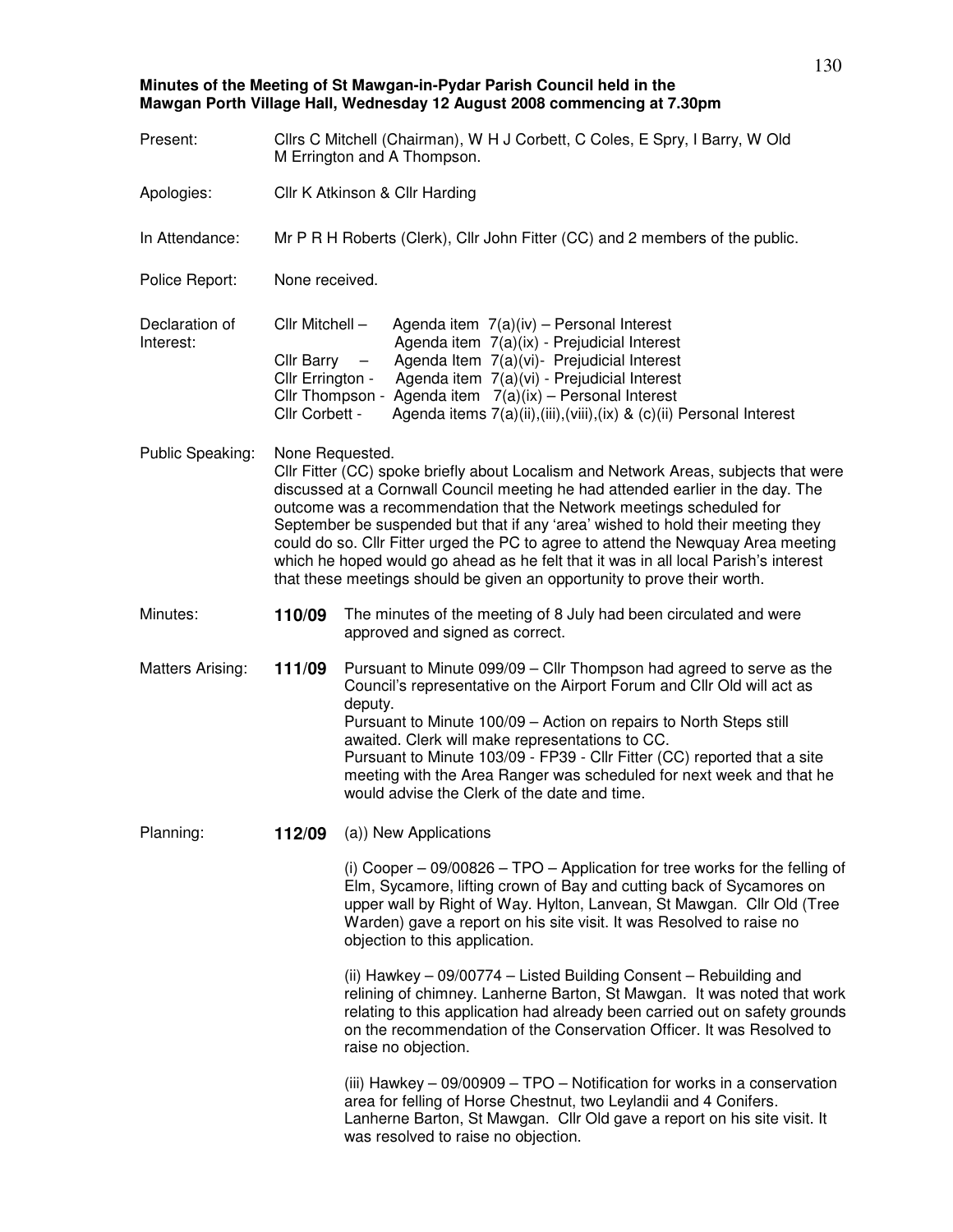**Minutes of the Meeting of St Mawgan-in-Pydar Parish Council held in the Mawgan Porth Village Hall, Wednesday 12 August 2008 commencing at 7.30pm**

**Present:** Cllrs C Mitchell (Chairman), W H J Corbett, C Coles, E Spry, I Barry, W Old M Errington and A Thompson.

**Apologies:** Cllr K Atkinson & Cllr Harding

**In Attendance:** Mr P R H Roberts (Clerk), Cllr John Fitter (CC) and 2 members of the public.

**Police Report:** None received.

**Declaration of Interest:**

- Cllr Mitchell – Agenda item 7(a)(iv) – Personal Interest
  Agenda item 7(a)(ix) - Prejudicial Interest
- Cllr Barry – Agenda Item 7(a)(vi)- Prejudicial Interest
- Cllr Errington - Agenda item 7(a)(vi) - Prejudicial Interest
- Cllr Thompson - Agenda item 7(a)(ix) – Personal Interest
- Cllr Corbett - Agenda items 7(a)(ii),(iii),(viii),(ix) & (c)(ii) Personal Interest

**Public Speaking:** None Requested.
Cllr Fitter (CC) spoke briefly about Localism and Network Areas, subjects that were discussed at a Cornwall Council meeting he had attended earlier in the day. The outcome was a recommendation that the Network meetings scheduled for September be suspended but that if any 'area' wished to hold their meeting they could do so. Cllr Fitter urged the PC to agree to attend the Newquay Area meeting which he hoped would go ahead as he felt that it was in all local Parish's interest that these meetings should be given an opportunity to prove their worth.

**Minutes:** **110/09** The minutes of the meeting of 8 July had been circulated and were approved and signed as correct.

**Matters Arising:** **111/09** Pursuant to Minute 099/09 – Cllr Thompson had agreed to serve as the Council's representative on the Airport Forum and Cllr Old will act as deputy.
Pursuant to Minute 100/09 – Action on repairs to North Steps still awaited. Clerk will make representations to CC.
Pursuant to Minute 103/09 - FP39 - Cllr Fitter (CC) reported that a site meeting with the Area Ranger was scheduled for next week and that he would advise the Clerk of the date and time.

**Planning:** **112/09** (a)) New Applications

(i) Cooper – 09/00826 – TPO – Application for tree works for the felling of Elm, Sycamore, lifting crown of Bay and cutting back of Sycamores on upper wall by Right of Way. Hylton, Lanvean, St Mawgan. Cllr Old (Tree Warden) gave a report on his site visit. It was Resolved to raise no objection to this application.

(ii) Hawkey – 09/00774 – Listed Building Consent – Rebuilding and relining of chimney. Lanherne Barton, St Mawgan. It was noted that work relating to this application had already been carried out on safety grounds on the recommendation of the Conservation Officer. It was Resolved to raise no objection.

(iii) Hawkey – 09/00909 – TPO – Notification for works in a conservation area for felling of Horse Chestnut, two Leylandii and 4 Conifers. Lanherne Barton, St Mawgan. Cllr Old gave a report on his site visit. It was resolved to raise no objection.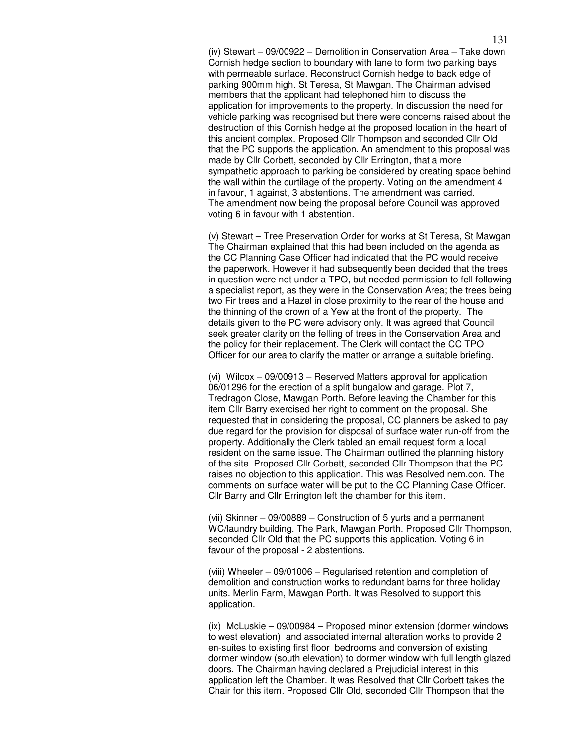(iv) Stewart – 09/00922 – Demolition in Conservation Area – Take down Cornish hedge section to boundary with lane to form two parking bays with permeable surface. Reconstruct Cornish hedge to back edge of parking 900mm high. St Teresa, St Mawgan. The Chairman advised members that the applicant had telephoned him to discuss the application for improvements to the property. In discussion the need for vehicle parking was recognised but there were concerns raised about the destruction of this Cornish hedge at the proposed location in the heart of this ancient complex. Proposed Cllr Thompson and seconded Cllr Old that the PC supports the application. An amendment to this proposal was made by Cllr Corbett, seconded by Cllr Errington, that a more sympathetic approach to parking be considered by creating space behind the wall within the curtilage of the property. Voting on the amendment 4 in favour, 1 against, 3 abstentions. The amendment was carried. The amendment now being the proposal before Council was approved voting 6 in favour with 1 abstention.

(v) Stewart – Tree Preservation Order for works at St Teresa, St Mawgan The Chairman explained that this had been included on the agenda as the CC Planning Case Officer had indicated that the PC would receive the paperwork. However it had subsequently been decided that the trees in question were not under a TPO, but needed permission to fell following a specialist report, as they were in the Conservation Area; the trees being two Fir trees and a Hazel in close proximity to the rear of the house and the thinning of the crown of a Yew at the front of the property. The details given to the PC were advisory only. It was agreed that Council seek greater clarity on the felling of trees in the Conservation Area and the policy for their replacement. The Clerk will contact the CC TPO Officer for our area to clarify the matter or arrange a suitable briefing.

(vi) Wilcox – 09/00913 – Reserved Matters approval for application 06/01296 for the erection of a split bungalow and garage. Plot 7, Tredragon Close, Mawgan Porth. Before leaving the Chamber for this item Cllr Barry exercised her right to comment on the proposal. She requested that in considering the proposal, CC planners be asked to pay due regard for the provision for disposal of surface water run-off from the property. Additionally the Clerk tabled an email request form a local resident on the same issue. The Chairman outlined the planning history of the site. Proposed Cllr Corbett, seconded Cllr Thompson that the PC raises no objection to this application. This was Resolved nem.con. The comments on surface water will be put to the CC Planning Case Officer. Cllr Barry and Cllr Errington left the chamber for this item.

(vii) Skinner – 09/00889 – Construction of 5 yurts and a permanent WC/laundry building. The Park, Mawgan Porth. Proposed Cllr Thompson, seconded Cllr Old that the PC supports this application. Voting 6 in favour of the proposal - 2 abstentions.

(viii) Wheeler – 09/01006 – Regularised retention and completion of demolition and construction works to redundant barns for three holiday units. Merlin Farm, Mawgan Porth. It was Resolved to support this application.

(ix) McLuskie – 09/00984 – Proposed minor extension (dormer windows to west elevation) and associated internal alteration works to provide 2 en-suites to existing first floor bedrooms and conversion of existing dormer window (south elevation) to dormer window with full length glazed doors. The Chairman having declared a Prejudicial interest in this application left the Chamber. It was Resolved that Cllr Corbett takes the Chair for this item. Proposed Cllr Old, seconded Cllr Thompson that the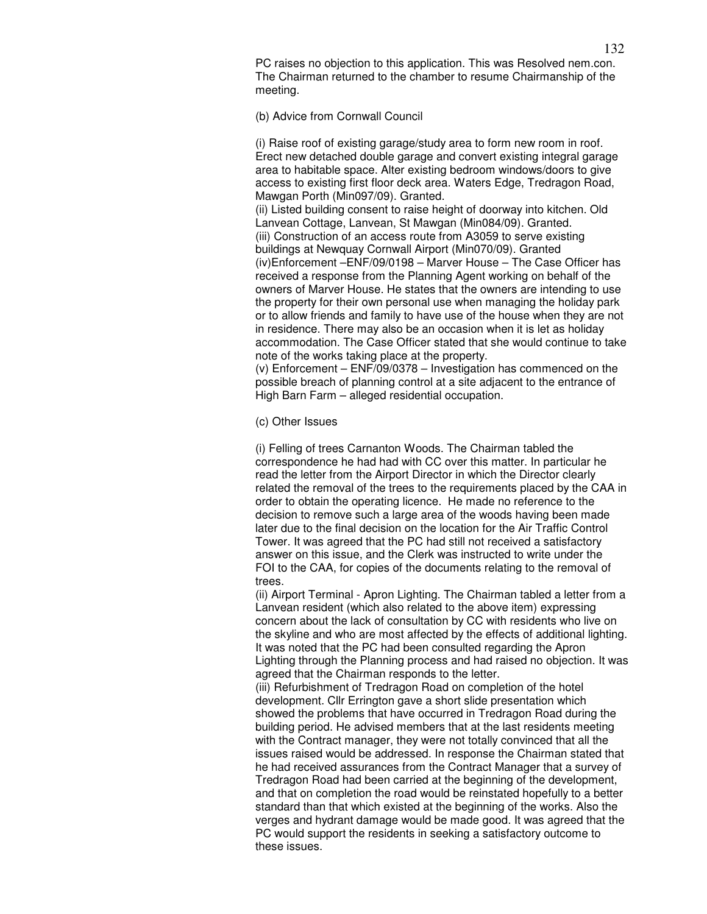PC raises no objection to this application. This was Resolved nem.con. The Chairman returned to the chamber to resume Chairmanship of the meeting.

(b) Advice from Cornwall Council

(i) Raise roof of existing garage/study area to form new room in roof. Erect new detached double garage and convert existing integral garage area to habitable space. Alter existing bedroom windows/doors to give access to existing first floor deck area. Waters Edge, Tredragon Road, Mawgan Porth (Min097/09). Granted.
(ii) Listed building consent to raise height of doorway into kitchen. Old Lanvean Cottage, Lanvean, St Mawgan (Min084/09). Granted.
(iii) Construction of an access route from A3059 to serve existing buildings at Newquay Cornwall Airport (Min070/09). Granted
(iv)Enforcement –ENF/09/0198 – Marver House – The Case Officer has received a response from the Planning Agent working on behalf of the owners of Marver House. He states that the owners are intending to use the property for their own personal use when managing the holiday park or to allow friends and family to have use of the house when they are not in residence. There may also be an occasion when it is let as holiday accommodation. The Case Officer stated that she would continue to take note of the works taking place at the property.
(v) Enforcement – ENF/09/0378 – Investigation has commenced on the possible breach of planning control at a site adjacent to the entrance of High Barn Farm – alleged residential occupation.

(c) Other Issues

(i) Felling of trees Carnanton Woods. The Chairman tabled the correspondence he had had with CC over this matter. In particular he read the letter from the Airport Director in which the Director clearly related the removal of the trees to the requirements placed by the CAA in order to obtain the operating licence. He made no reference to the decision to remove such a large area of the woods having been made later due to the final decision on the location for the Air Traffic Control Tower. It was agreed that the PC had still not received a satisfactory answer on this issue, and the Clerk was instructed to write under the FOI to the CAA, for copies of the documents relating to the removal of trees.
(ii) Airport Terminal - Apron Lighting. The Chairman tabled a letter from a Lanvean resident (which also related to the above item) expressing concern about the lack of consultation by CC with residents who live on the skyline and who are most affected by the effects of additional lighting. It was noted that the PC had been consulted regarding the Apron Lighting through the Planning process and had raised no objection. It was agreed that the Chairman responds to the letter.
(iii) Refurbishment of Tredragon Road on completion of the hotel development. Cllr Errington gave a short slide presentation which showed the problems that have occurred in Tredragon Road during the building period. He advised members that at the last residents meeting with the Contract manager, they were not totally convinced that all the issues raised would be addressed. In response the Chairman stated that he had received assurances from the Contract Manager that a survey of Tredragon Road had been carried at the beginning of the development, and that on completion the road would be reinstated hopefully to a better standard than that which existed at the beginning of the works. Also the verges and hydrant damage would be made good. It was agreed that the PC would support the residents in seeking a satisfactory outcome to these issues.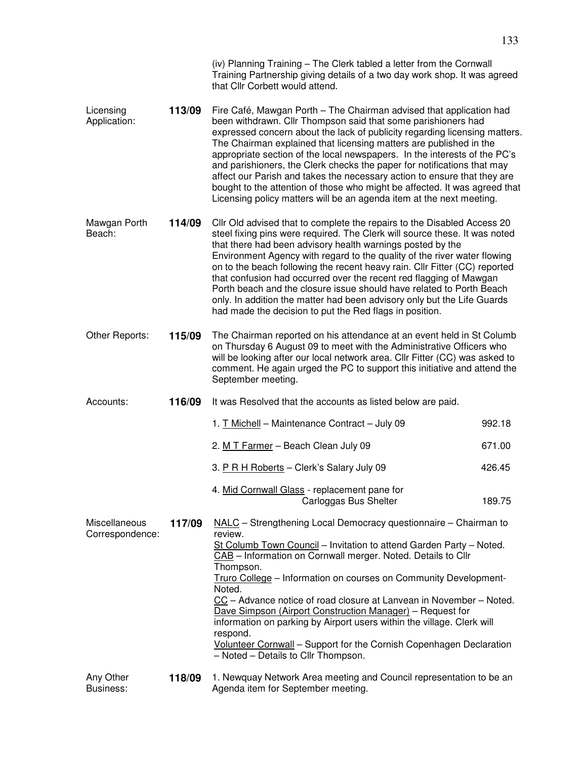(iv) Planning Training – The Clerk tabled a letter from the Cornwall Training Partnership giving details of a two day work shop. It was agreed that Cllr Corbett would attend.

**Licensing Application:** **113/09** Fire Café, Mawgan Porth – The Chairman advised that application had been withdrawn. Cllr Thompson said that some parishioners had expressed concern about the lack of publicity regarding licensing matters. The Chairman explained that licensing matters are published in the appropriate section of the local newspapers. In the interests of the PC's and parishioners, the Clerk checks the paper for notifications that may affect our Parish and takes the necessary action to ensure that they are bought to the attention of those who might be affected. It was agreed that Licensing policy matters will be an agenda item at the next meeting.

**Mawgan Porth Beach:** **114/09** Cllr Old advised that to complete the repairs to the Disabled Access 20 steel fixing pins were required. The Clerk will source these. It was noted that there had been advisory health warnings posted by the Environment Agency with regard to the quality of the river water flowing on to the beach following the recent heavy rain. Cllr Fitter (CC) reported that confusion had occurred over the recent red flagging of Mawgan Porth beach and the closure issue should have related to Porth Beach only. In addition the matter had been advisory only but the Life Guards had made the decision to put the Red flags in position.

**Other Reports:** **115/09** The Chairman reported on his attendance at an event held in St Columb on Thursday 6 August 09 to meet with the Administrative Officers who will be looking after our local network area. Cllr Fitter (CC) was asked to comment. He again urged the PC to support this initiative and attend the September meeting.

**Accounts:** **116/09** It was Resolved that the accounts as listed below are paid.

| | |
|---|---|
| 1. T Michell – Maintenance Contract – July 09 | 992.18 |
| 2. M T Farmer – Beach Clean July 09 | 671.00 |
| 3. P R H Roberts – Clerk's Salary July 09 | 426.45 |
| 4. Mid Cornwall Glass - replacement pane for Carloggas Bus Shelter | 189.75 |

**Miscellaneous Correspondence:** **117/09** NALC – Strengthening Local Democracy questionnaire – Chairman to review.
St Columb Town Council – Invitation to attend Garden Party – Noted.
CAB – Information on Cornwall merger. Noted. Details to Cllr Thompson.
Truro College – Information on courses on Community Development- Noted.
CC – Advance notice of road closure at Lanvean in November – Noted.
Dave Simpson (Airport Construction Manager) – Request for information on parking by Airport users within the village. Clerk will respond.
Volunteer Cornwall – Support for the Cornish Copenhagen Declaration – Noted – Details to Cllr Thompson.

**Any Other Business:** **118/09** 1. Newquay Network Area meeting and Council representation to be an Agenda item for September meeting.